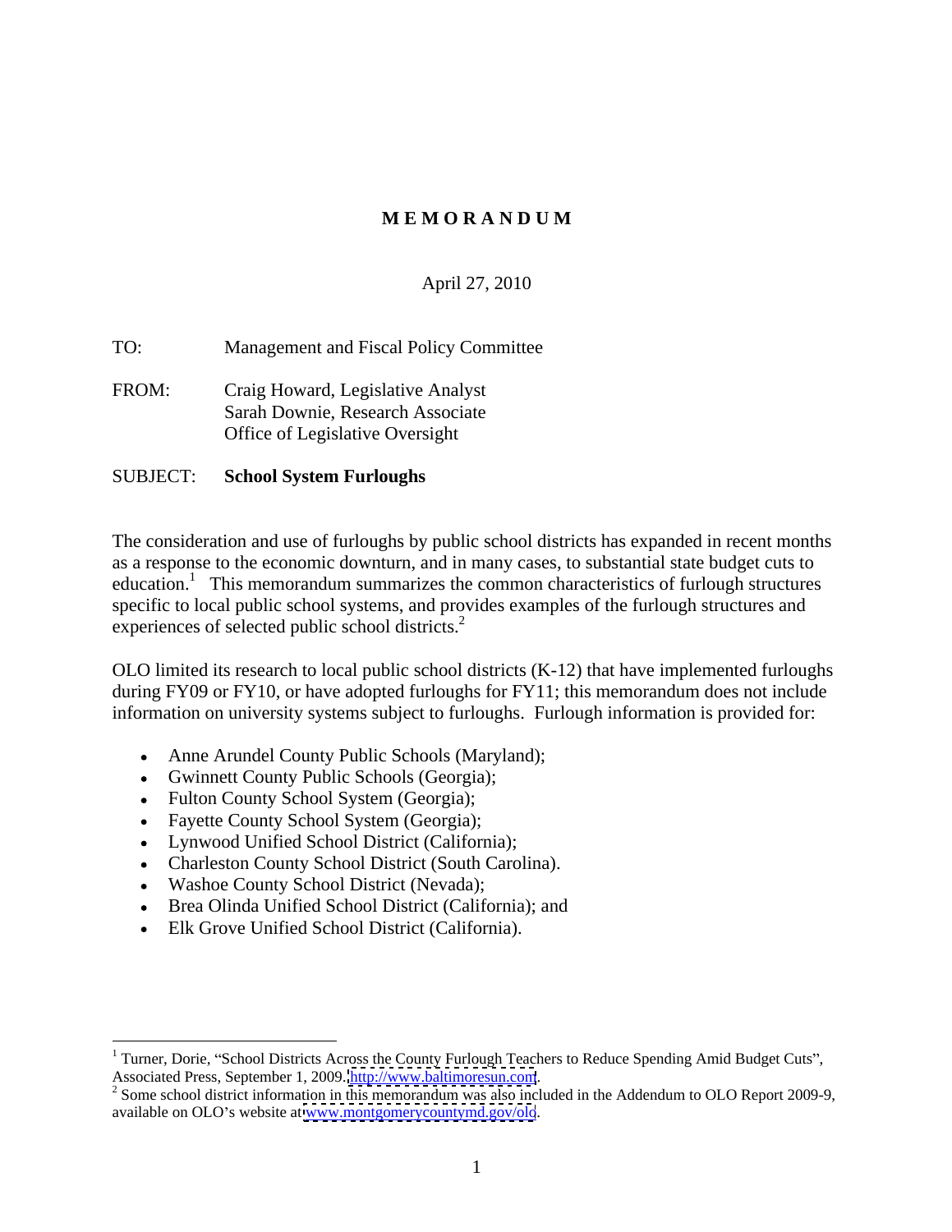# MEMORANDUM

April 27, 2010

TO: Management and Fiscal Policy Committee

FROM: Craig Howard, Legislative Analyst
Sarah Downie, Research Associate
Office of Legislative Oversight

SUBJECT: **School System Furloughs**

The consideration and use of furloughs by public school districts has expanded in recent months as a response to the economic downturn, and in many cases, to substantial state budget cuts to education.[1] This memorandum summarizes the common characteristics of furlough structures specific to local public school systems, and provides examples of the furlough structures and experiences of selected public school districts.[2]

OLO limited its research to local public school districts (K-12) that have implemented furloughs during FY09 or FY10, or have adopted furloughs for FY11; this memorandum does not include information on university systems subject to furloughs. Furlough information is provided for:

- Anne Arundel County Public Schools (Maryland);
- Gwinnett County Public Schools (Georgia);
- Fulton County School System (Georgia);
- Fayette County School System (Georgia);
- Lynwood Unified School District (California);
- Charleston County School District (South Carolina).
- Washoe County School District (Nevada);
- Brea Olinda Unified School District (California); and
- Elk Grove Unified School District (California).

---

[1] Turner, Dorie, "School Districts Across the County Furlough Teachers to Reduce Spending Amid Budget Cuts", Associated Press, September 1, 2009. http://www.baltimoresun.com.

[2] Some school district information in this memorandum was also included in the Addendum to OLO Report 2009-9, available on OLO's website at www.montgomerycountymd.gov/olo.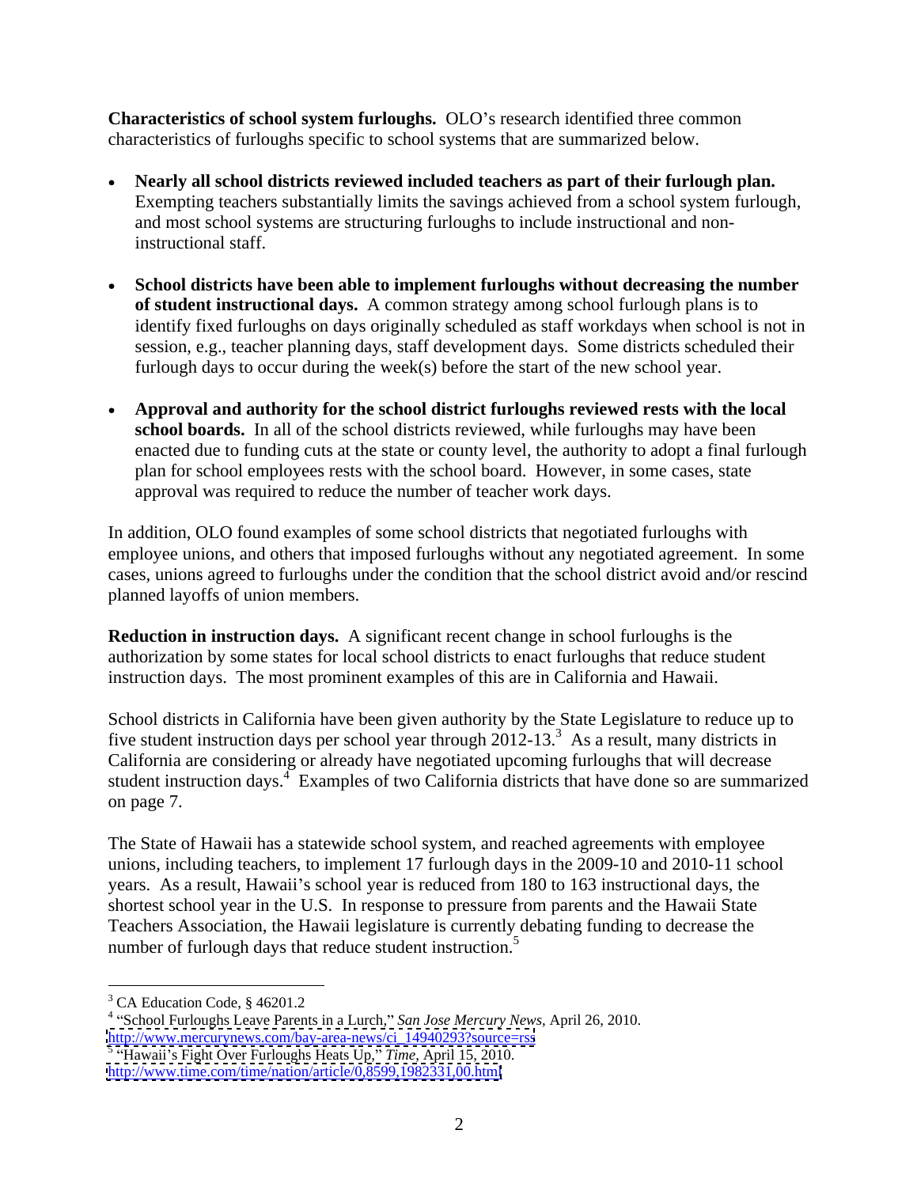**Characteristics of school system furloughs.** OLO's research identified three common characteristics of furloughs specific to school systems that are summarized below.

- **Nearly all school districts reviewed included teachers as part of their furlough plan.** Exempting teachers substantially limits the savings achieved from a school system furlough, and most school systems are structuring furloughs to include instructional and non-instructional staff.

- **School districts have been able to implement furloughs without decreasing the number of student instructional days.** A common strategy among school furlough plans is to identify fixed furloughs on days originally scheduled as staff workdays when school is not in session, e.g., teacher planning days, staff development days. Some districts scheduled their furlough days to occur during the week(s) before the start of the new school year.

- **Approval and authority for the school district furloughs reviewed rests with the local school boards.** In all of the school districts reviewed, while furloughs may have been enacted due to funding cuts at the state or county level, the authority to adopt a final furlough plan for school employees rests with the school board. However, in some cases, state approval was required to reduce the number of teacher work days.

In addition, OLO found examples of some school districts that negotiated furloughs with employee unions, and others that imposed furloughs without any negotiated agreement. In some cases, unions agreed to furloughs under the condition that the school district avoid and/or rescind planned layoffs of union members.

**Reduction in instruction days.** A significant recent change in school furloughs is the authorization by some states for local school districts to enact furloughs that reduce student instruction days. The most prominent examples of this are in California and Hawaii.

School districts in California have been given authority by the State Legislature to reduce up to five student instruction days per school year through 2012-13.[3] As a result, many districts in California are considering or already have negotiated upcoming furloughs that will decrease student instruction days.[4] Examples of two California districts that have done so are summarized on page 7.

The State of Hawaii has a statewide school system, and reached agreements with employee unions, including teachers, to implement 17 furlough days in the 2009-10 and 2010-11 school years. As a result, Hawaii's school year is reduced from 180 to 163 instructional days, the shortest school year in the U.S. In response to pressure from parents and the Hawaii State Teachers Association, the Hawaii legislature is currently debating funding to decrease the number of furlough days that reduce student instruction.[5]

---

[3] CA Education Code, § 46201.2

[4] "School Furloughs Leave Parents in a Lurch," *San Jose Mercury News*, April 26, 2010. http://www.mercurynews.com/bay-area-news/ci_14940293?source=rss

[5] "Hawaii's Fight Over Furloughs Heats Up," *Time*, April 15, 2010. http://www.time.com/time/nation/article/0,8599,1982331,00.html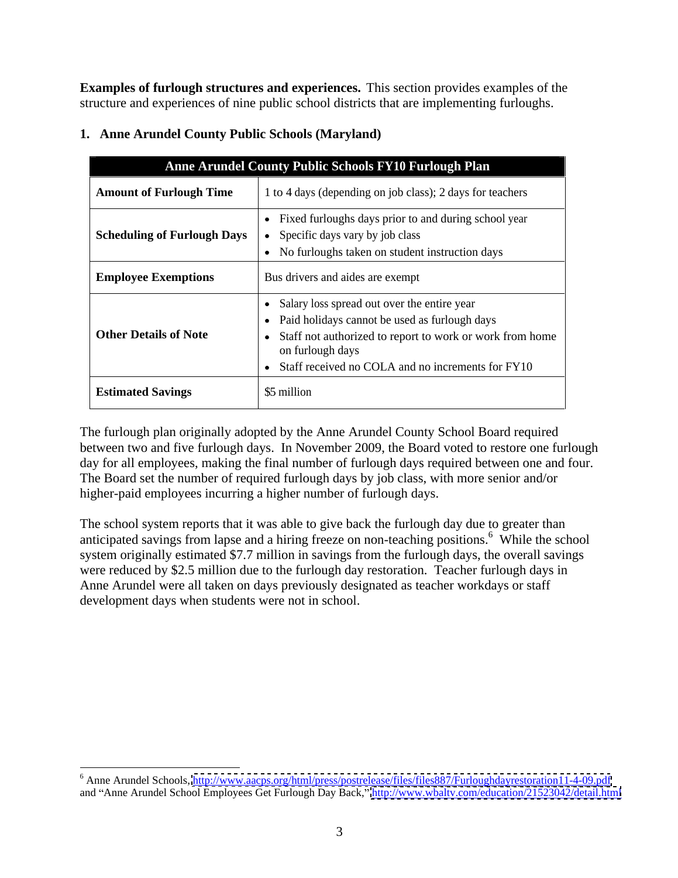**Examples of furlough structures and experiences.** This section provides examples of the structure and experiences of nine public school districts that are implementing furloughs.

## 1. Anne Arundel County Public Schools (Maryland)

| Anne Arundel County Public Schools FY10 Furlough Plan | |
|---|---|
| **Amount of Furlough Time** | 1 to 4 days (depending on job class); 2 days for teachers |
| **Scheduling of Furlough Days** | • Fixed furloughs days prior to and during school year<br>• Specific days vary by job class<br>• No furloughs taken on student instruction days |
| **Employee Exemptions** | Bus drivers and aides are exempt |
| **Other Details of Note** | • Salary loss spread out over the entire year<br>• Paid holidays cannot be used as furlough days<br>• Staff not authorized to report to work or work from home on furlough days<br>• Staff received no COLA and no increments for FY10 |
| **Estimated Savings** | $5 million |

The furlough plan originally adopted by the Anne Arundel County School Board required between two and five furlough days. In November 2009, the Board voted to restore one furlough day for all employees, making the final number of furlough days required between one and four. The Board set the number of required furlough days by job class, with more senior and/or higher-paid employees incurring a higher number of furlough days.

The school system reports that it was able to give back the furlough day due to greater than anticipated savings from lapse and a hiring freeze on non-teaching positions.[6] While the school system originally estimated $7.7 million in savings from the furlough days, the overall savings were reduced by $2.5 million due to the furlough day restoration. Teacher furlough days in Anne Arundel were all taken on days previously designated as teacher workdays or staff development days when students were not in school.

---

[6] Anne Arundel Schools, http://www.aacps.org/html/press/postrelease/files/files887/Furloughdayrestoration11-4-09.pdf and "Anne Arundel School Employees Get Furlough Day Back," http://www.wbaltv.com/education/21523042/detail.html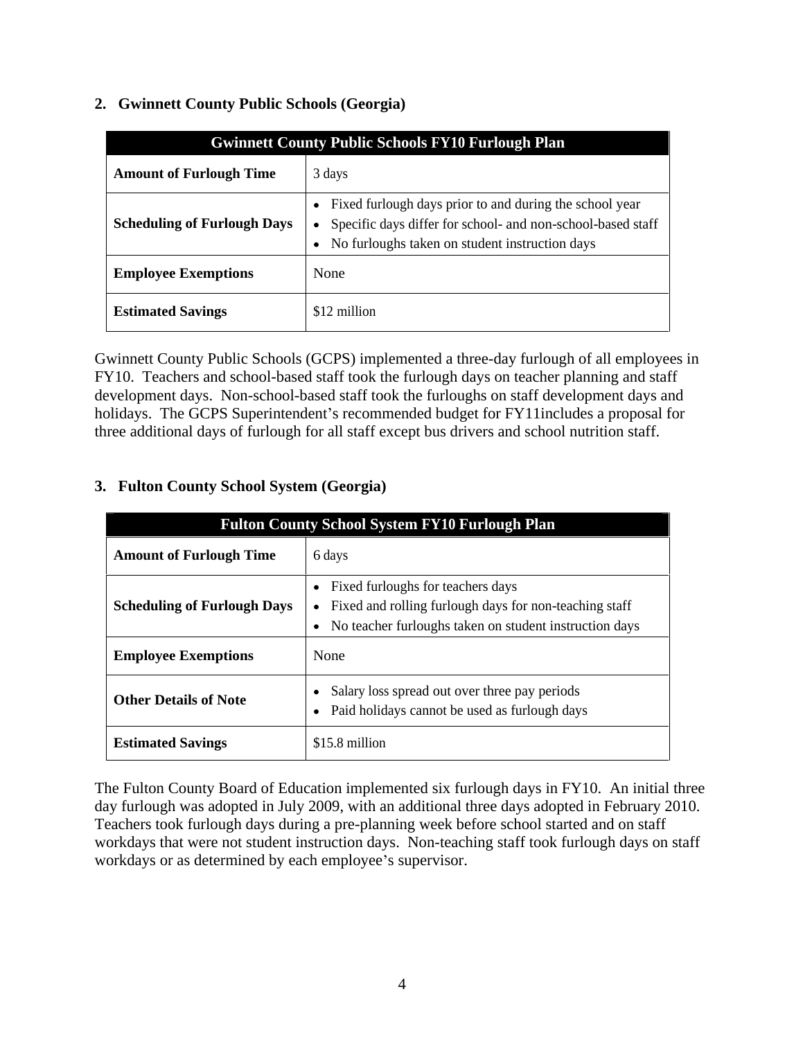## 2. Gwinnett County Public Schools (Georgia)

| Gwinnett County Public Schools FY10 Furlough Plan | |
|---|---|
| **Amount of Furlough Time** | 3 days |
| **Scheduling of Furlough Days** | • Fixed furlough days prior to and during the school year<br>• Specific days differ for school- and non-school-based staff<br>• No furloughs taken on student instruction days |
| **Employee Exemptions** | None |
| **Estimated Savings** | $12 million |

Gwinnett County Public Schools (GCPS) implemented a three-day furlough of all employees in FY10. Teachers and school-based staff took the furlough days on teacher planning and staff development days. Non-school-based staff took the furloughs on staff development days and holidays. The GCPS Superintendent's recommended budget for FY11includes a proposal for three additional days of furlough for all staff except bus drivers and school nutrition staff.

## 3. Fulton County School System (Georgia)

| Fulton County School System FY10 Furlough Plan | |
|---|---|
| **Amount of Furlough Time** | 6 days |
| **Scheduling of Furlough Days** | • Fixed furloughs for teachers days<br>• Fixed and rolling furlough days for non-teaching staff<br>• No teacher furloughs taken on student instruction days |
| **Employee Exemptions** | None |
| **Other Details of Note** | • Salary loss spread out over three pay periods<br>• Paid holidays cannot be used as furlough days |
| **Estimated Savings** | $15.8 million |

The Fulton County Board of Education implemented six furlough days in FY10. An initial three day furlough was adopted in July 2009, with an additional three days adopted in February 2010. Teachers took furlough days during a pre-planning week before school started and on staff workdays that were not student instruction days. Non-teaching staff took furlough days on staff workdays or as determined by each employee's supervisor.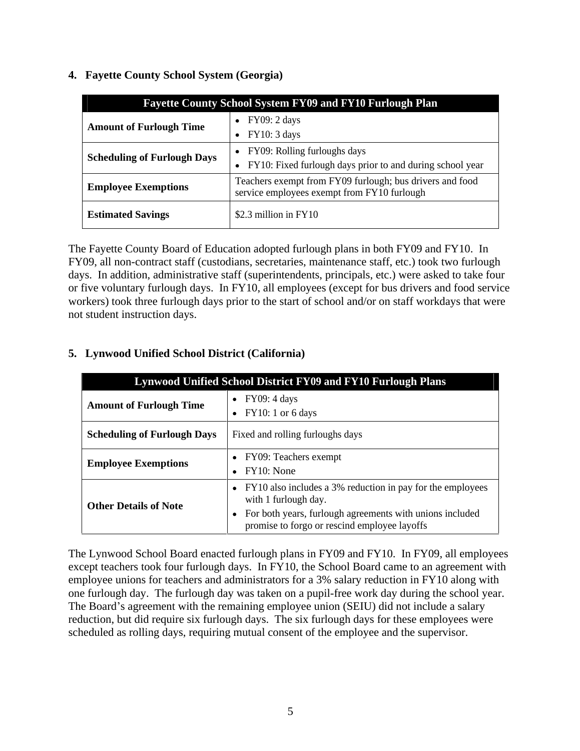### 4. Fayette County School System (Georgia)

| Fayette County School System FY09 and FY10 Furlough Plan | |
|---|---|
| **Amount of Furlough Time** | • FY09: 2 days<br>• FY10: 3 days |
| **Scheduling of Furlough Days** | • FY09: Rolling furloughs days<br>• FY10: Fixed furlough days prior to and during school year |
| **Employee Exemptions** | Teachers exempt from FY09 furlough; bus drivers and food service employees exempt from FY10 furlough |
| **Estimated Savings** | $2.3 million in FY10 |

The Fayette County Board of Education adopted furlough plans in both FY09 and FY10. In FY09, all non-contract staff (custodians, secretaries, maintenance staff, etc.) took two furlough days. In addition, administrative staff (superintendents, principals, etc.) were asked to take four or five voluntary furlough days. In FY10, all employees (except for bus drivers and food service workers) took three furlough days prior to the start of school and/or on staff workdays that were not student instruction days.

### 5. Lynwood Unified School District (California)

| Lynwood Unified School District FY09 and FY10 Furlough Plans | |
|---|---|
| **Amount of Furlough Time** | • FY09: 4 days<br>• FY10: 1 or 6 days |
| **Scheduling of Furlough Days** | Fixed and rolling furloughs days |
| **Employee Exemptions** | • FY09: Teachers exempt<br>• FY10: None |
| **Other Details of Note** | • FY10 also includes a 3% reduction in pay for the employees with 1 furlough day.<br>• For both years, furlough agreements with unions included promise to forgo or rescind employee layoffs |

The Lynwood School Board enacted furlough plans in FY09 and FY10. In FY09, all employees except teachers took four furlough days. In FY10, the School Board came to an agreement with employee unions for teachers and administrators for a 3% salary reduction in FY10 along with one furlough day. The furlough day was taken on a pupil-free work day during the school year. The Board's agreement with the remaining employee union (SEIU) did not include a salary reduction, but did require six furlough days. The six furlough days for these employees were scheduled as rolling days, requiring mutual consent of the employee and the supervisor.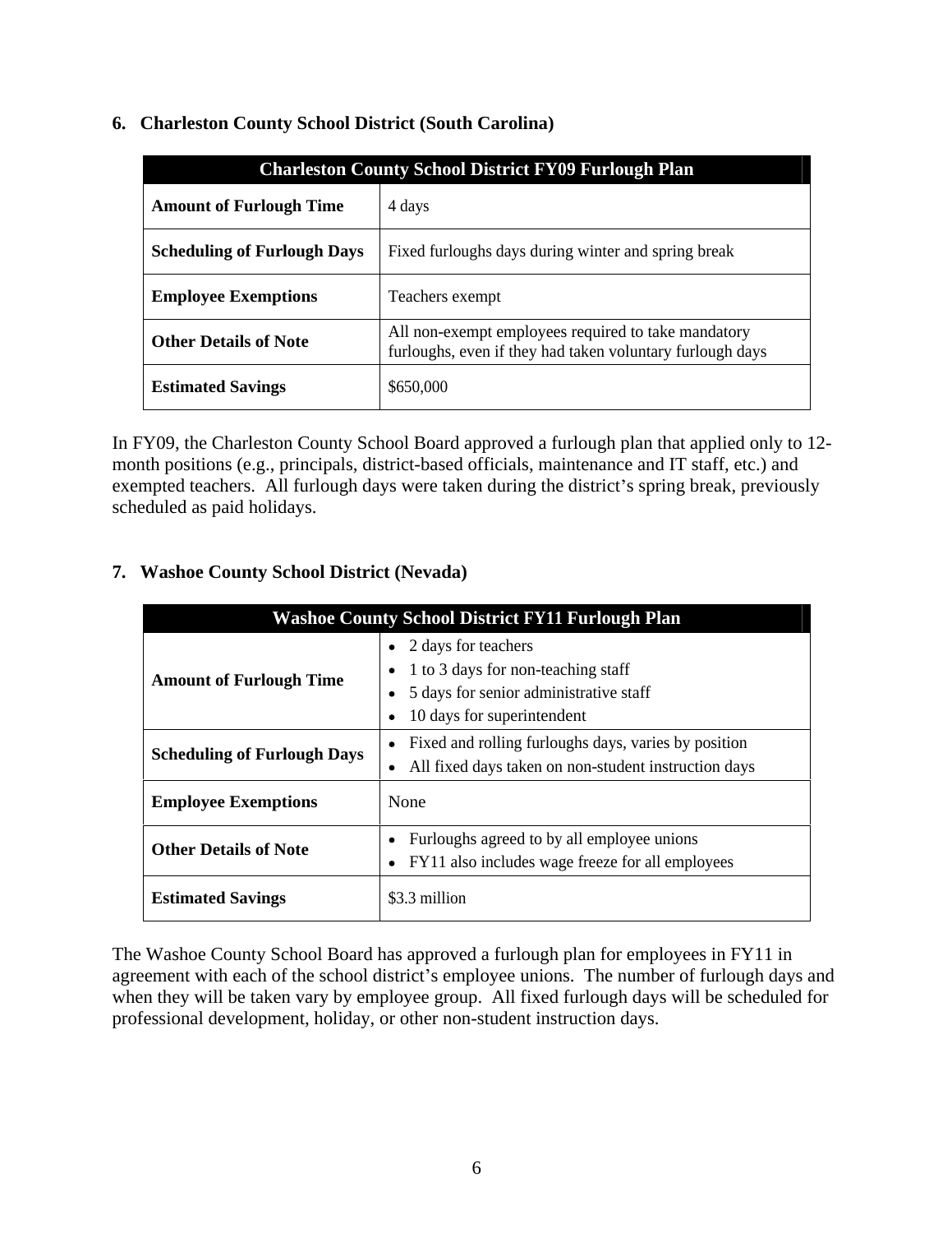## 6. Charleston County School District (South Carolina)

| Charleston County School District FY09 Furlough Plan | |
|---|---|
| **Amount of Furlough Time** | 4 days |
| **Scheduling of Furlough Days** | Fixed furloughs days during winter and spring break |
| **Employee Exemptions** | Teachers exempt |
| **Other Details of Note** | All non-exempt employees required to take mandatory furloughs, even if they had taken voluntary furlough days |
| **Estimated Savings** | \$650,000 |

In FY09, the Charleston County School Board approved a furlough plan that applied only to 12-month positions (e.g., principals, district-based officials, maintenance and IT staff, etc.) and exempted teachers. All furlough days were taken during the district's spring break, previously scheduled as paid holidays.

## 7. Washoe County School District (Nevada)

| Washoe County School District FY11 Furlough Plan | |
|---|---|
| **Amount of Furlough Time** | • 2 days for teachers<br>• 1 to 3 days for non-teaching staff<br>• 5 days for senior administrative staff<br>• 10 days for superintendent |
| **Scheduling of Furlough Days** | • Fixed and rolling furloughs days, varies by position<br>• All fixed days taken on non-student instruction days |
| **Employee Exemptions** | None |
| **Other Details of Note** | • Furloughs agreed to by all employee unions<br>• FY11 also includes wage freeze for all employees |
| **Estimated Savings** | \$3.3 million |

The Washoe County School Board has approved a furlough plan for employees in FY11 in agreement with each of the school district's employee unions. The number of furlough days and when they will be taken vary by employee group. All fixed furlough days will be scheduled for professional development, holiday, or other non-student instruction days.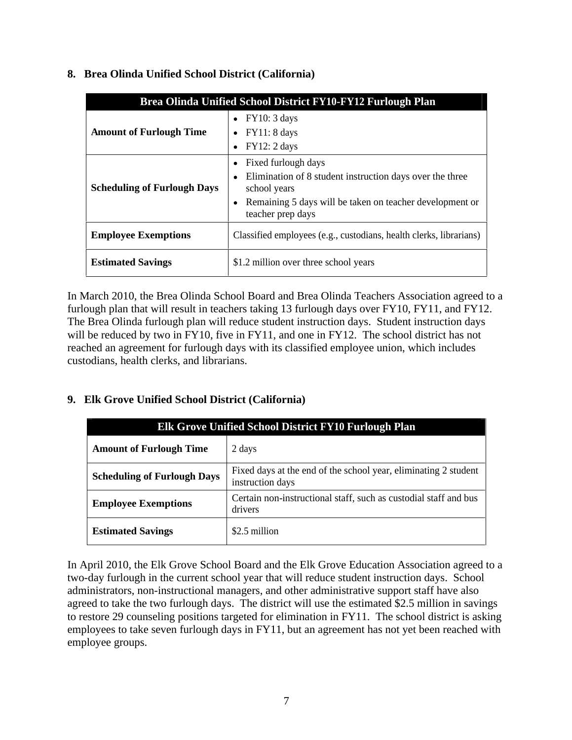### 8. Brea Olinda Unified School District (California)

| Brea Olinda Unified School District FY10-FY12 Furlough Plan | |
|---|---|
| **Amount of Furlough Time** | • FY10: 3 days<br>• FY11: 8 days<br>• FY12: 2 days |
| **Scheduling of Furlough Days** | • Fixed furlough days<br>• Elimination of 8 student instruction days over the three school years<br>• Remaining 5 days will be taken on teacher development or teacher prep days |
| **Employee Exemptions** | Classified employees (e.g., custodians, health clerks, librarians) |
| **Estimated Savings** | $1.2 million over three school years |

In March 2010, the Brea Olinda School Board and Brea Olinda Teachers Association agreed to a furlough plan that will result in teachers taking 13 furlough days over FY10, FY11, and FY12. The Brea Olinda furlough plan will reduce student instruction days. Student instruction days will be reduced by two in FY10, five in FY11, and one in FY12. The school district has not reached an agreement for furlough days with its classified employee union, which includes custodians, health clerks, and librarians.

### 9. Elk Grove Unified School District (California)

| Elk Grove Unified School District FY10 Furlough Plan | |
|---|---|
| **Amount of Furlough Time** | 2 days |
| **Scheduling of Furlough Days** | Fixed days at the end of the school year, eliminating 2 student instruction days |
| **Employee Exemptions** | Certain non-instructional staff, such as custodial staff and bus drivers |
| **Estimated Savings** | $2.5 million |

In April 2010, the Elk Grove School Board and the Elk Grove Education Association agreed to a two-day furlough in the current school year that will reduce student instruction days. School administrators, non-instructional managers, and other administrative support staff have also agreed to take the two furlough days. The district will use the estimated $2.5 million in savings to restore 29 counseling positions targeted for elimination in FY11. The school district is asking employees to take seven furlough days in FY11, but an agreement has not yet been reached with employee groups.